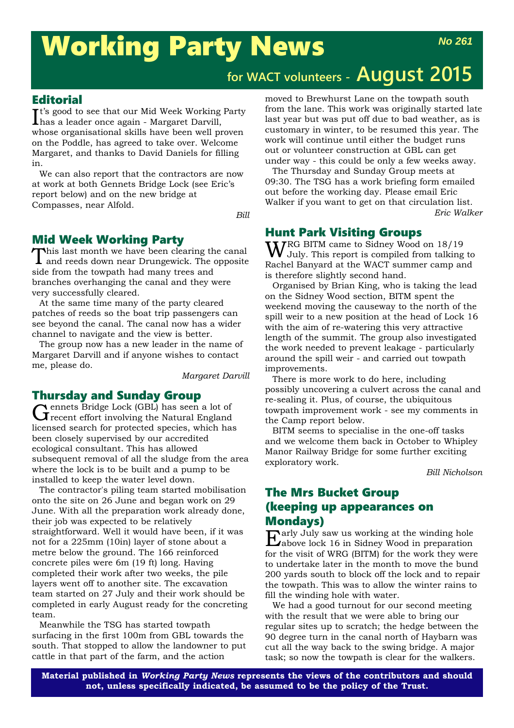# Working Party News

*No 261*

## for WACT volunteers - August 2015

## Editorial

It's good to see that our Mid Week Working Party has a leader once again - Margaret Darvill, whose organisational skills have been well proven on the Poddle, has agreed to take over. Welcome Margaret, and thanks to David Daniels for filling in.

We can also report that the contractors are now at work at both Gennets Bridge Lock (see Eric's report below) and on the new bridge at Compasses, near Alfold.

*Bill*

## Mid Week Working Party

This last month we have been clearing the canal and reeds down near Drungewick. The opposite side from the towpath had many trees and branches overhanging the canal and they were very successfully cleared.

At the same time many of the party cleared patches of reeds so the boat trip passengers can see beyond the canal. The canal now has a wider channel to navigate and the view is better.

The group now has a new leader in the name of Margaret Darvill and if anyone wishes to contact me, please do.

*Margaret Darvill*

## Thursday and Sunday Group

Gennets Bridge Lock (GBL) has seen a lot of recent effort involving the Natural England licensed search for protected species, which has been closely supervised by our accredited ecological consultant. This has allowed subsequent removal of all the sludge from the area where the lock is to be built and a pump to be installed to keep the water level down.

The contractor's piling team started mobilisation onto the site on 26 June and began work on 29 June. With all the preparation work already done, their job was expected to be relatively straightforward. Well it would have been, if it was not for a 225mm (10in) layer of stone about a metre below the ground. The 166 reinforced concrete piles were 6m (19 ft) long. Having completed their work after two weeks, the pile layers went off to another site. The excavation team started on 27 July and their work should be completed in early August ready for the concreting team.

Meanwhile the TSG has started towpath surfacing in the first 100m from GBL towards the south. That stopped to allow the landowner to put cattle in that part of the farm, and the action moved to Brewhurst Lane on the towpath south from the lane. This work was originally started late last year but was put off due to bad weather, as is customary in winter, to be resumed this year. The work will continue until either the budget runs out or volunteer construction at GBL can get under way - this could be only a few weeks away.

The Thursday and Sunday Group meets at 09:30. The TSG has a work briefing form emailed out before the working day. Please email Eric Walker if you want to get on that circulation list.

*Eric Walker*

## Hunt Park Visiting Groups

WRG BITM came to Sidney Wood on 18/19 July. This report is compiled from talking to Rachel Banyard at the WACT summer camp and is therefore slightly second hand.

Organised by Brian King, who is taking the lead on the Sidney Wood section, BITM spent the weekend moving the causeway to the north of the spill weir to a new position at the head of Lock 16 with the aim of re-watering this very attractive length of the summit. The group also investigated the work needed to prevent leakage - particularly around the spill weir - and carried out towpath improvements.

There is more work to do here, including possibly uncovering a culvert across the canal and re-sealing it. Plus, of course, the ubiquitous towpath improvement work - see my comments in the Camp report below.

BITM seems to specialise in the one-off tasks and we welcome them back in October to Whipley Manor Railway Bridge for some further exciting exploratory work.

*Bill Nicholson*

## The Mrs Bucket Group (keeping up appearances on Mondays)

Early July saw us working at the winding hole above lock 16 in Sidney Wood in preparation for the visit of WRG (BITM) for the work they were to undertake later in the month to move the bund 200 yards south to block off the lock and to repair the towpath. This was to allow the winter rains to fill the winding hole with water.

We had a good turnout for our second meeting with the result that we were able to bring our regular sites up to scratch; the hedge between the 90 degree turn in the canal north of Haybarn was cut all the way back to the swing bridge. A major task; so now the towpath is clear for the walkers.

**Material published in *Working Party News* represents the views of the contributors and should not, unless specifically indicated, be assumed to be the policy of the Trust.**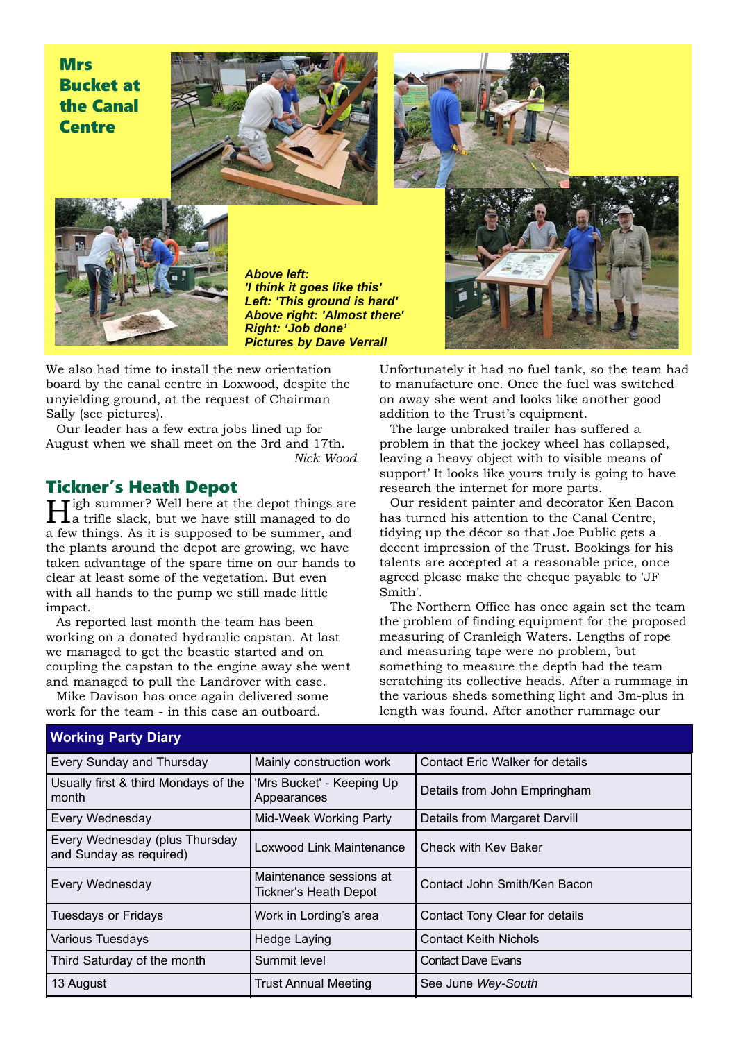## Mrs Bucket at the Canal Centre

***Above left: 'I think it goes like this'***
***Left: 'This ground is hard'***
***Above right: 'Almost there'***
***Right: 'Job done'***
***Pictures by Dave Verrall***

We also had time to install the new orientation board by the canal centre in Loxwood, despite the unyielding ground, at the request of Chairman Sally (see pictures).

Our leader has a few extra jobs lined up for August when we shall meet on the 3rd and 17th.

*Nick Wood*

## Tickner's Heath Depot

High summer? Well here at the depot things are a trifle slack, but we have still managed to do a few things. As it is supposed to be summer, and the plants around the depot are growing, we have taken advantage of the spare time on our hands to clear at least some of the vegetation. But even with all hands to the pump we still made little impact.

As reported last month the team has been working on a donated hydraulic capstan. At last we managed to get the beastie started and on coupling the capstan to the engine away she went and managed to pull the Landrover with ease.

Mike Davison has once again delivered some work for the team - in this case an outboard. Unfortunately it had no fuel tank, so the team had to manufacture one. Once the fuel was switched on away she went and looks like another good addition to the Trust's equipment.

The large unbraked trailer has suffered a problem in that the jockey wheel has collapsed, leaving a heavy object with to visible means of support' It looks like yours truly is going to have research the internet for more parts.

Our resident painter and decorator Ken Bacon has turned his attention to the Canal Centre, tidying up the décor so that Joe Public gets a decent impression of the Trust. Bookings for his talents are accepted at a reasonable price, once agreed please make the cheque payable to 'JF Smith'.

The Northern Office has once again set the team the problem of finding equipment for the proposed measuring of Cranleigh Waters. Lengths of rope and measuring tape were no problem, but something to measure the depth had the team scratching its collective heads. After a rummage in the various sheds something light and 3m-plus in length was found. After another rummage our

| Working Party Diary | | |
|---|---|---|
| Every Sunday and Thursday | Mainly construction work | Contact Eric Walker for details |
| Usually first & third Mondays of the month | 'Mrs Bucket' - Keeping Up Appearances | Details from John Empringham |
| Every Wednesday | Mid-Week Working Party | Details from Margaret Darvill |
| Every Wednesday (plus Thursday and Sunday as required) | Loxwood Link Maintenance | Check with Kev Baker |
| Every Wednesday | Maintenance sessions at Tickner's Heath Depot | Contact John Smith/Ken Bacon |
| Tuesdays or Fridays | Work in Lording's area | Contact Tony Clear for details |
| Various Tuesdays | Hedge Laying | Contact Keith Nichols |
| Third Saturday of the month | Summit level | Contact Dave Evans |
| 13 August | Trust Annual Meeting | See June *Wey-South* |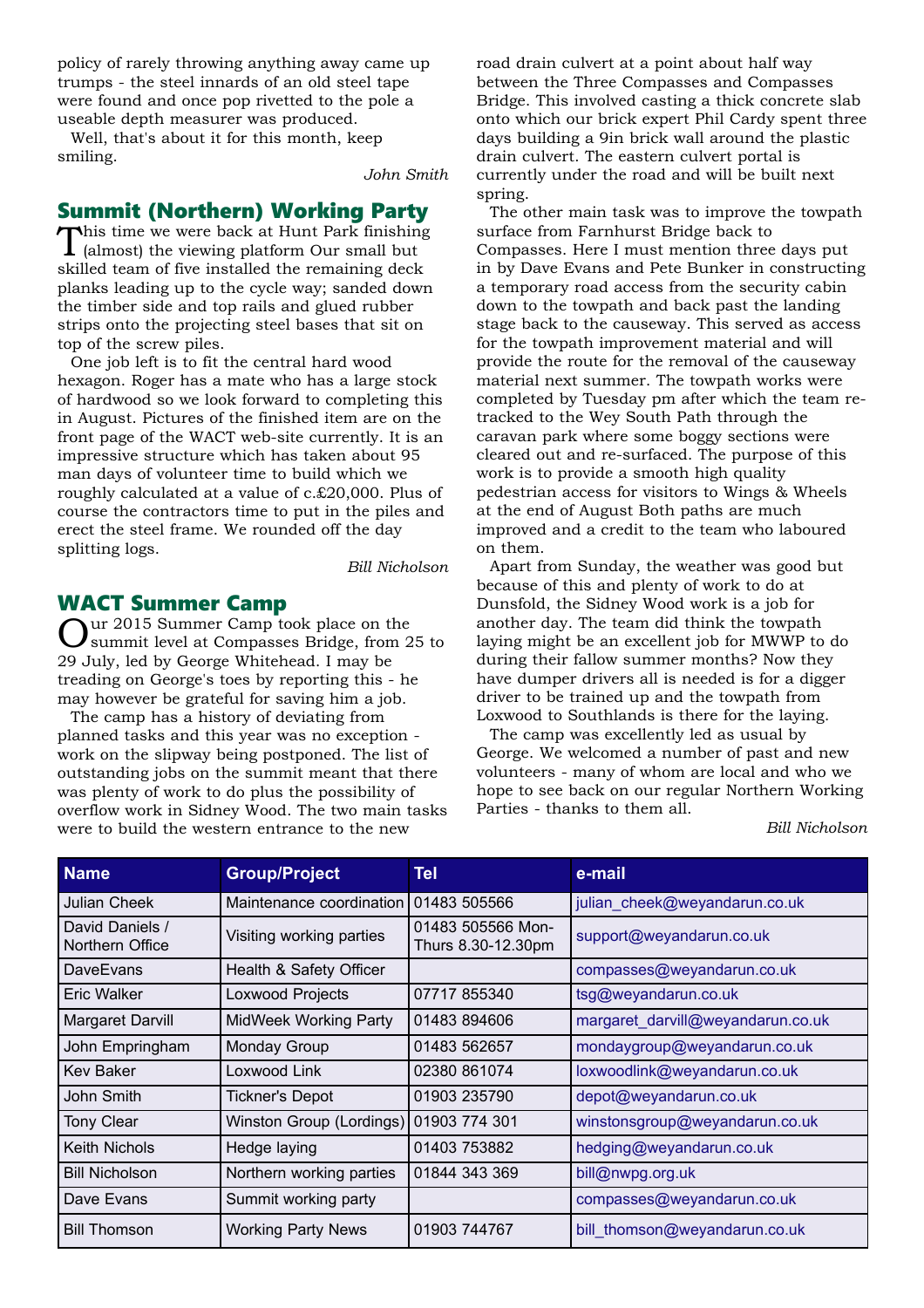policy of rarely throwing anything away came up trumps - the steel innards of an old steel tape were found and once pop rivetted to the pole a useable depth measurer was produced.

Well, that's about it for this month, keep smiling.

*John Smith*

## Summit (Northern) Working Party

This time we were back at Hunt Park finishing (almost) the viewing platform Our small but skilled team of five installed the remaining deck planks leading up to the cycle way; sanded down the timber side and top rails and glued rubber strips onto the projecting steel bases that sit on top of the screw piles.

One job left is to fit the central hard wood hexagon. Roger has a mate who has a large stock of hardwood so we look forward to completing this in August. Pictures of the finished item are on the front page of the WACT web-site currently. It is an impressive structure which has taken about 95 man days of volunteer time to build which we roughly calculated at a value of c.£20,000. Plus of course the contractors time to put in the piles and erect the steel frame. We rounded off the day splitting logs.

*Bill Nicholson*

## WACT Summer Camp

Our 2015 Summer Camp took place on the summit level at Compasses Bridge, from 25 to 29 July, led by George Whitehead. I may be treading on George's toes by reporting this - he may however be grateful for saving him a job.

The camp has a history of deviating from planned tasks and this year was no exception - work on the slipway being postponed. The list of outstanding jobs on the summit meant that there was plenty of work to do plus the possibility of overflow work in Sidney Wood. The two main tasks were to build the western entrance to the new road drain culvert at a point about half way between the Three Compasses and Compasses Bridge. This involved casting a thick concrete slab onto which our brick expert Phil Cardy spent three days building a 9in brick wall around the plastic drain culvert. The eastern culvert portal is currently under the road and will be built next spring.

The other main task was to improve the towpath surface from Farnhurst Bridge back to Compasses. Here I must mention three days put in by Dave Evans and Pete Bunker in constructing a temporary road access from the security cabin down to the towpath and back past the landing stage back to the causeway. This served as access for the towpath improvement material and will provide the route for the removal of the causeway material next summer. The towpath works were completed by Tuesday pm after which the team re-tracked to the Wey South Path through the caravan park where some boggy sections were cleared out and re-surfaced. The purpose of this work is to provide a smooth high quality pedestrian access for visitors to Wings & Wheels at the end of August Both paths are much improved and a credit to the team who laboured on them.

Apart from Sunday, the weather was good but because of this and plenty of work to do at Dunsfold, the Sidney Wood work is a job for another day. The team did think the towpath laying might be an excellent job for MWWP to do during their fallow summer months? Now they have dumper drivers all is needed is for a digger driver to be trained up and the towpath from Loxwood to Southlands is there for the laying.

The camp was excellently led as usual by George. We welcomed a number of past and new volunteers - many of whom are local and who we hope to see back on our regular Northern Working Parties - thanks to them all.

*Bill Nicholson*

| Name | Group/Project | Tel | e-mail |
|---|---|---|---|
| Julian Cheek | Maintenance coordination | 01483 505566 | julian_cheek@weyandarun.co.uk |
| David Daniels / Northern Office | Visiting working parties | 01483 505566 Mon-Thurs 8.30-12.30pm | support@weyandarun.co.uk |
| DaveEvans | Health & Safety Officer | | compasses@weyandarun.co.uk |
| Eric Walker | Loxwood Projects | 07717 855340 | tsg@weyandarun.co.uk |
| Margaret Darvill | MidWeek Working Party | 01483 894606 | margaret_darvill@weyandarun.co.uk |
| John Empringham | Monday Group | 01483 562657 | mondaygroup@weyandarun.co.uk |
| Kev Baker | Loxwood Link | 02380 861074 | loxwoodlink@weyandarun.co.uk |
| John Smith | Tickner's Depot | 01903 235790 | depot@weyandarun.co.uk |
| Tony Clear | Winston Group (Lordings) | 01903 774 301 | winstonsgroup@weyandarun.co.uk |
| Keith Nichols | Hedge laying | 01403 753882 | hedging@weyandarun.co.uk |
| Bill Nicholson | Northern working parties | 01844 343 369 | bill@nwpg.org.uk |
| Dave Evans | Summit working party | | compasses@weyandarun.co.uk |
| Bill Thomson | Working Party News | 01903 744767 | bill_thomson@weyandarun.co.uk |